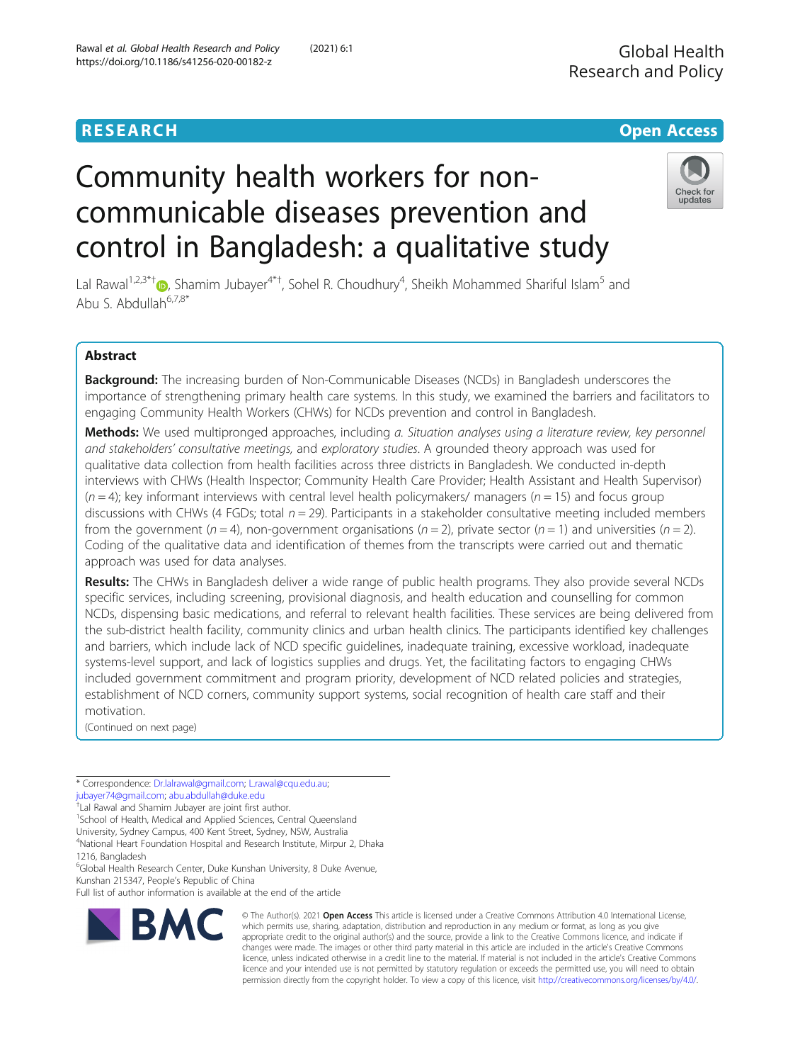# Community health workers for non-communicable diseases prevention and control in Bangladesh: a qualitative study

Lal Rawal[1,2,3*†], Shamim Jubayer[4*†], Sohel R. Choudhury[4], Sheikh Mohammed Shariful Islam[5] and Abu S. Abdullah[6,7,8*]

## Abstract

**Background:** The increasing burden of Non-Communicable Diseases (NCDs) in Bangladesh underscores the importance of strengthening primary health care systems. In this study, we examined the barriers and facilitators to engaging Community Health Workers (CHWs) for NCDs prevention and control in Bangladesh.

**Methods:** We used multipronged approaches, including *a. Situation analyses using a literature review, key personnel and stakeholders' consultative meetings,* and *exploratory studies*. A grounded theory approach was used for qualitative data collection from health facilities across three districts in Bangladesh. We conducted in-depth interviews with CHWs (Health Inspector; Community Health Care Provider; Health Assistant and Health Supervisor) ($n = 4$); key informant interviews with central level health policymakers/ managers ($n = 15$) and focus group discussions with CHWs (4 FGDs; total $n = 29$). Participants in a stakeholder consultative meeting included members from the government ($n = 4$), non-government organisations ($n = 2$), private sector ($n = 1$) and universities ($n = 2$). Coding of the qualitative data and identification of themes from the transcripts were carried out and thematic approach was used for data analyses.

**Results:** The CHWs in Bangladesh deliver a wide range of public health programs. They also provide several NCDs specific services, including screening, provisional diagnosis, and health education and counselling for common NCDs, dispensing basic medications, and referral to relevant health facilities. These services are being delivered from the sub-district health facility, community clinics and urban health clinics. The participants identified key challenges and barriers, which include lack of NCD specific guidelines, inadequate training, excessive workload, inadequate systems-level support, and lack of logistics supplies and drugs. Yet, the facilitating factors to engaging CHWs included government commitment and program priority, development of NCD related policies and strategies, establishment of NCD corners, community support systems, social recognition of health care staff and their motivation.

(Continued on next page)

\* Correspondence: Dr.lalrawal@gmail.com; L.rawal@cqu.edu.au; jubayer74@gmail.com; abu.abdullah@duke.edu

†Lal Rawal and Shamim Jubayer are joint first author.

[1]School of Health, Medical and Applied Sciences, Central Queensland University, Sydney Campus, 400 Kent Street, Sydney, NSW, Australia

[4]National Heart Foundation Hospital and Research Institute, Mirpur 2, Dhaka 1216, Bangladesh

[6]Global Health Research Center, Duke Kunshan University, 8 Duke Avenue, Kunshan 215347, People's Republic of China

Full list of author information is available at the end of the article

© The Author(s). 2021 **Open Access** This article is licensed under a Creative Commons Attribution 4.0 International License, which permits use, sharing, adaptation, distribution and reproduction in any medium or format, as long as you give appropriate credit to the original author(s) and the source, provide a link to the Creative Commons licence, and indicate if changes were made. The images or other third party material in this article are included in the article's Creative Commons licence, unless indicated otherwise in a credit line to the material. If material is not included in the article's Creative Commons licence and your intended use is not permitted by statutory regulation or exceeds the permitted use, you will need to obtain permission directly from the copyright holder. To view a copy of this licence, visit http://creativecommons.org/licenses/by/4.0/.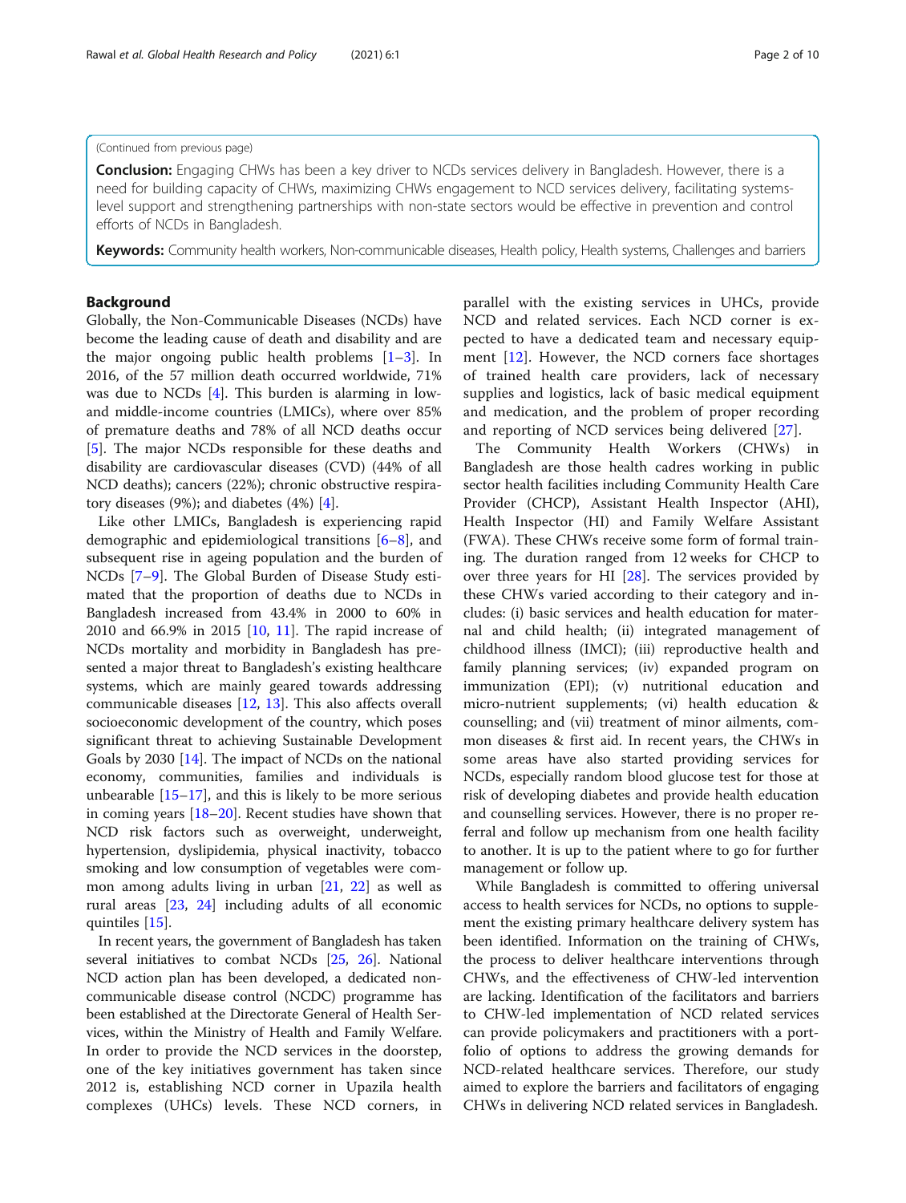(Continued from previous page)

**Conclusion:** Engaging CHWs has been a key driver to NCDs services delivery in Bangladesh. However, there is a need for building capacity of CHWs, maximizing CHWs engagement to NCD services delivery, facilitating systems-level support and strengthening partnerships with non-state sectors would be effective in prevention and control efforts of NCDs in Bangladesh.

**Keywords:** Community health workers, Non-communicable diseases, Health policy, Health systems, Challenges and barriers

## Background

Globally, the Non-Communicable Diseases (NCDs) have become the leading cause of death and disability and are the major ongoing public health problems [1–3]. In 2016, of the 57 million death occurred worldwide, 71% was due to NCDs [4]. This burden is alarming in low- and middle-income countries (LMICs), where over 85% of premature deaths and 78% of all NCD deaths occur [5]. The major NCDs responsible for these deaths and disability are cardiovascular diseases (CVD) (44% of all NCD deaths); cancers (22%); chronic obstructive respiratory diseases (9%); and diabetes (4%) [4].

Like other LMICs, Bangladesh is experiencing rapid demographic and epidemiological transitions [6–8], and subsequent rise in ageing population and the burden of NCDs [7–9]. The Global Burden of Disease Study estimated that the proportion of deaths due to NCDs in Bangladesh increased from 43.4% in 2000 to 60% in 2010 and 66.9% in 2015 [10, 11]. The rapid increase of NCDs mortality and morbidity in Bangladesh has presented a major threat to Bangladesh's existing healthcare systems, which are mainly geared towards addressing communicable diseases [12, 13]. This also affects overall socioeconomic development of the country, which poses significant threat to achieving Sustainable Development Goals by 2030 [14]. The impact of NCDs on the national economy, communities, families and individuals is unbearable [15–17], and this is likely to be more serious in coming years [18–20]. Recent studies have shown that NCD risk factors such as overweight, underweight, hypertension, dyslipidemia, physical inactivity, tobacco smoking and low consumption of vegetables were common among adults living in urban [21, 22] as well as rural areas [23, 24] including adults of all economic quintiles [15].

In recent years, the government of Bangladesh has taken several initiatives to combat NCDs [25, 26]. National NCD action plan has been developed, a dedicated non-communicable disease control (NCDC) programme has been established at the Directorate General of Health Services, within the Ministry of Health and Family Welfare. In order to provide the NCD services in the doorstep, one of the key initiatives government has taken since 2012 is, establishing NCD corner in Upazila health complexes (UHCs) levels. These NCD corners, in parallel with the existing services in UHCs, provide NCD and related services. Each NCD corner is expected to have a dedicated team and necessary equipment [12]. However, the NCD corners face shortages of trained health care providers, lack of necessary supplies and logistics, lack of basic medical equipment and medication, and the problem of proper recording and reporting of NCD services being delivered [27].

The Community Health Workers (CHWs) in Bangladesh are those health cadres working in public sector health facilities including Community Health Care Provider (CHCP), Assistant Health Inspector (AHI), Health Inspector (HI) and Family Welfare Assistant (FWA). These CHWs receive some form of formal training. The duration ranged from 12 weeks for CHCP to over three years for HI [28]. The services provided by these CHWs varied according to their category and includes: (i) basic services and health education for maternal and child health; (ii) integrated management of childhood illness (IMCI); (iii) reproductive health and family planning services; (iv) expanded program on immunization (EPI); (v) nutritional education and micro-nutrient supplements; (vi) health education & counselling; and (vii) treatment of minor ailments, common diseases & first aid. In recent years, the CHWs in some areas have also started providing services for NCDs, especially random blood glucose test for those at risk of developing diabetes and provide health education and counselling services. However, there is no proper referral and follow up mechanism from one health facility to another. It is up to the patient where to go for further management or follow up.

While Bangladesh is committed to offering universal access to health services for NCDs, no options to supplement the existing primary healthcare delivery system has been identified. Information on the training of CHWs, the process to deliver healthcare interventions through CHWs, and the effectiveness of CHW-led intervention are lacking. Identification of the facilitators and barriers to CHW-led implementation of NCD related services can provide policymakers and practitioners with a portfolio of options to address the growing demands for NCD-related healthcare services. Therefore, our study aimed to explore the barriers and facilitators of engaging CHWs in delivering NCD related services in Bangladesh.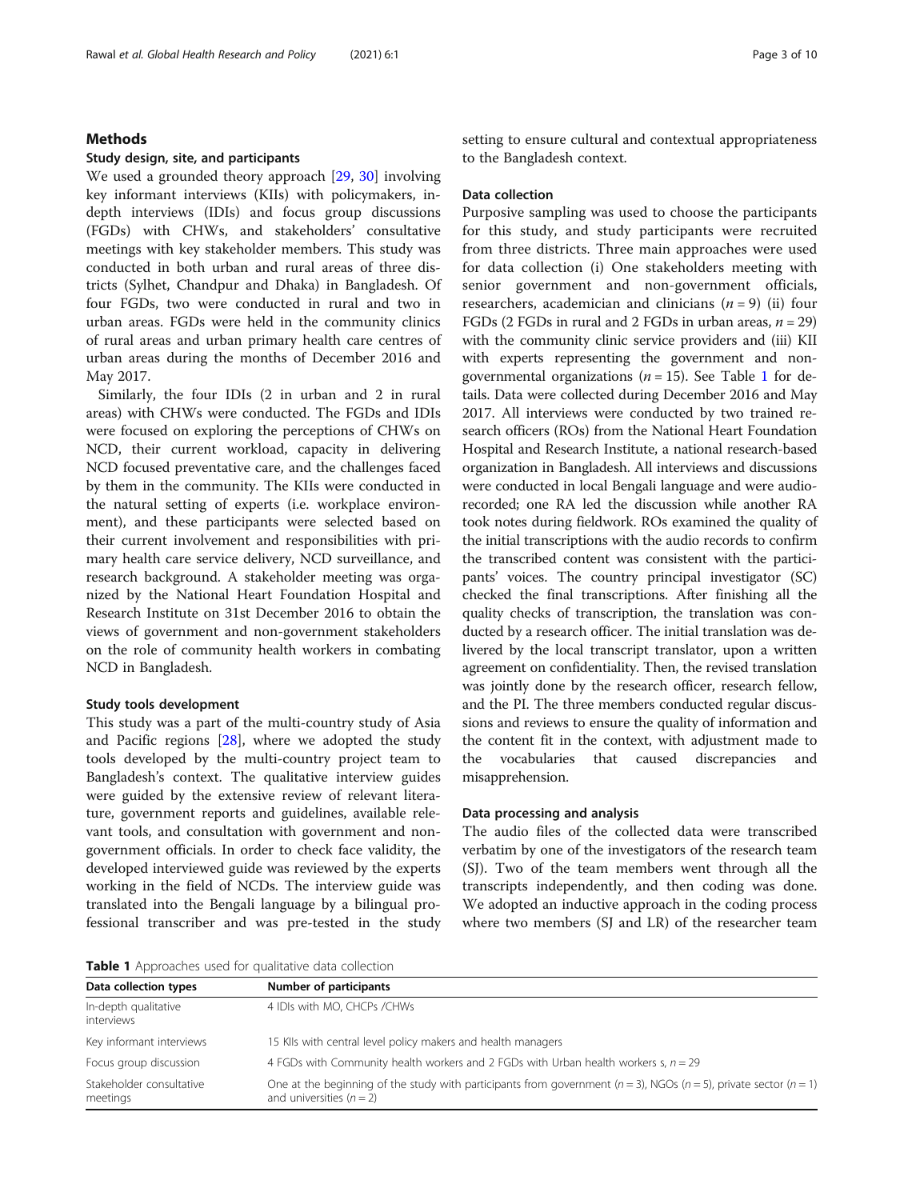## Methods

### Study design, site, and participants

We used a grounded theory approach [29, 30] involving key informant interviews (KIIs) with policymakers, in-depth interviews (IDIs) and focus group discussions (FGDs) with CHWs, and stakeholders' consultative meetings with key stakeholder members. This study was conducted in both urban and rural areas of three districts (Sylhet, Chandpur and Dhaka) in Bangladesh. Of four FGDs, two were conducted in rural and two in urban areas. FGDs were held in the community clinics of rural areas and urban primary health care centres of urban areas during the months of December 2016 and May 2017.

Similarly, the four IDIs (2 in urban and 2 in rural areas) with CHWs were conducted. The FGDs and IDIs were focused on exploring the perceptions of CHWs on NCD, their current workload, capacity in delivering NCD focused preventative care, and the challenges faced by them in the community. The KIIs were conducted in the natural setting of experts (i.e. workplace environment), and these participants were selected based on their current involvement and responsibilities with primary health care service delivery, NCD surveillance, and research background. A stakeholder meeting was organized by the National Heart Foundation Hospital and Research Institute on 31st December 2016 to obtain the views of government and non-government stakeholders on the role of community health workers in combating NCD in Bangladesh.

### Study tools development

This study was a part of the multi-country study of Asia and Pacific regions [28], where we adopted the study tools developed by the multi-country project team to Bangladesh's context. The qualitative interview guides were guided by the extensive review of relevant literature, government reports and guidelines, available relevant tools, and consultation with government and non-government officials. In order to check face validity, the developed interviewed guide was reviewed by the experts working in the field of NCDs. The interview guide was translated into the Bengali language by a bilingual professional transcriber and was pre-tested in the study setting to ensure cultural and contextual appropriateness to the Bangladesh context.

### Data collection

Purposive sampling was used to choose the participants for this study, and study participants were recruited from three districts. Three main approaches were used for data collection (i) One stakeholders meeting with senior government and non-government officials, researchers, academician and clinicians ($n = 9$) (ii) four FGDs (2 FGDs in rural and 2 FGDs in urban areas, $n = 29$) with the community clinic service providers and (iii) KII with experts representing the government and non-governmental organizations ($n = 15$). See Table 1 for details. Data were collected during December 2016 and May 2017. All interviews were conducted by two trained research officers (ROs) from the National Heart Foundation Hospital and Research Institute, a national research-based organization in Bangladesh. All interviews and discussions were conducted in local Bengali language and were audio-recorded; one RA led the discussion while another RA took notes during fieldwork. ROs examined the quality of the initial transcriptions with the audio records to confirm the transcribed content was consistent with the participants' voices. The country principal investigator (SC) checked the final transcriptions. After finishing all the quality checks of transcription, the translation was conducted by a research officer. The initial translation was delivered by the local transcript translator, upon a written agreement on confidentiality. Then, the revised translation was jointly done by the research officer, research fellow, and the PI. The three members conducted regular discussions and reviews to ensure the quality of information and the content fit in the context, with adjustment made to the vocabularies that caused discrepancies and misapprehension.

### Data processing and analysis

The audio files of the collected data were transcribed verbatim by one of the investigators of the research team (SJ). Two of the team members went through all the transcripts independently, and then coding was done. We adopted an inductive approach in the coding process where two members (SJ and LR) of the researcher team

**Table 1** Approaches used for qualitative data collection

| Data collection types | Number of participants |
|---|---|
| In-depth qualitative interviews | 4 IDIs with MO, CHCPs /CHWs |
| Key informant interviews | 15 KIIs with central level policy makers and health managers |
| Focus group discussion | 4 FGDs with Community health workers and 2 FGDs with Urban health workers s, $n = 29$ |
| Stakeholder consultative meetings | One at the beginning of the study with participants from government ($n = 3$), NGOs ($n = 5$), private sector ($n = 1$) and universities ($n = 2$) |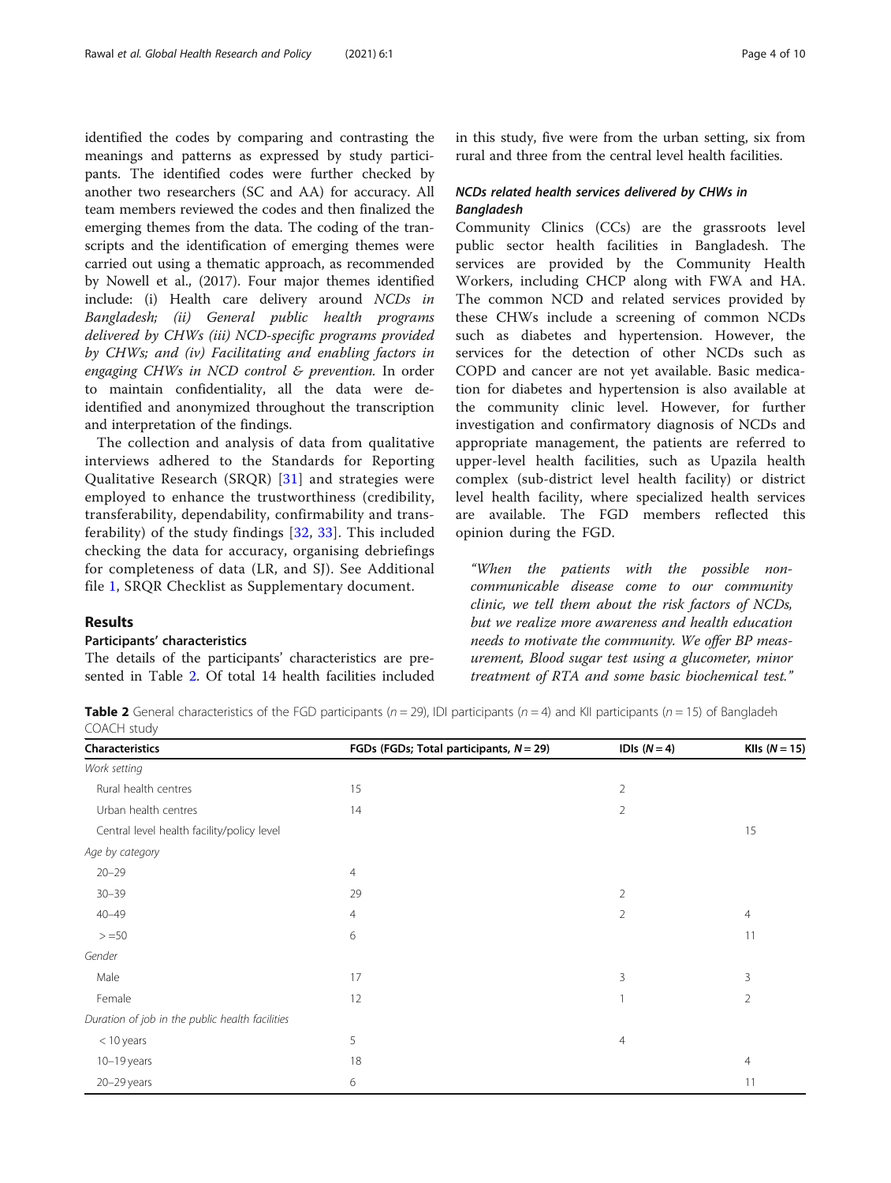identified the codes by comparing and contrasting the meanings and patterns as expressed by study participants. The identified codes were further checked by another two researchers (SC and AA) for accuracy. All team members reviewed the codes and then finalized the emerging themes from the data. The coding of the transcripts and the identification of emerging themes were carried out using a thematic approach, as recommended by Nowell et al., (2017). Four major themes identified include: (i) Health care delivery around *NCDs in Bangladesh; (ii) General public health programs delivered by CHWs (iii) NCD-specific programs provided by CHWs; and (iv) Facilitating and enabling factors in engaging CHWs in NCD control & prevention.* In order to maintain confidentiality, all the data were de-identified and anonymized throughout the transcription and interpretation of the findings.

The collection and analysis of data from qualitative interviews adhered to the Standards for Reporting Qualitative Research (SRQR) [31] and strategies were employed to enhance the trustworthiness (credibility, transferability, dependability, confirmability and transferability) of the study findings [32, 33]. This included checking the data for accuracy, organising debriefings for completeness of data (LR, and SJ). See Additional file 1, SRQR Checklist as Supplementary document.

## Results

### Participants' characteristics

The details of the participants' characteristics are presented in Table 2. Of total 14 health facilities included in this study, five were from the urban setting, six from rural and three from the central level health facilities.

### NCDs related health services delivered by CHWs in Bangladesh

Community Clinics (CCs) are the grassroots level public sector health facilities in Bangladesh. The services are provided by the Community Health Workers, including CHCP along with FWA and HA. The common NCD and related services provided by these CHWs include a screening of common NCDs such as diabetes and hypertension. However, the services for the detection of other NCDs such as COPD and cancer are not yet available. Basic medication for diabetes and hypertension is also available at the community clinic level. However, for further investigation and confirmatory diagnosis of NCDs and appropriate management, the patients are referred to upper-level health facilities, such as Upazila health complex (sub-district level health facility) or district level health facility, where specialized health services are available. The FGD members reflected this opinion during the FGD.

> *"When the patients with the possible non-communicable disease come to our community clinic, we tell them about the risk factors of NCDs, but we realize more awareness and health education needs to motivate the community. We offer BP measurement, Blood sugar test using a glucometer, minor treatment of RTA and some basic biochemical test."*

**Table 2** General characteristics of the FGD participants ($n = 29$), IDI participants ($n = 4$) and KII participants ($n = 15$) of Bangladeh COACH study

| Characteristics | FGDs (FGDs; Total participants, $N = 29$) | IDIs ($N = 4$) | KIIs ($N = 15$) |
|---|---|---|---|
| *Work setting* | | | |
| Rural health centres | 15 | 2 | |
| Urban health centres | 14 | 2 | |
| Central level health facility/policy level | | | 15 |
| *Age by category* | | | |
| 20–29 | 4 | | |
| 30–39 | 29 | 2 | |
| 40–49 | 4 | 2 | 4 |
| > =50 | 6 | | 11 |
| *Gender* | | | |
| Male | 17 | 3 | 3 |
| Female | 12 | 1 | 2 |
| *Duration of job in the public health facilities* | | | |
| < 10 years | 5 | 4 | |
| 10–19 years | 18 | | 4 |
| 20–29 years | 6 | | 11 |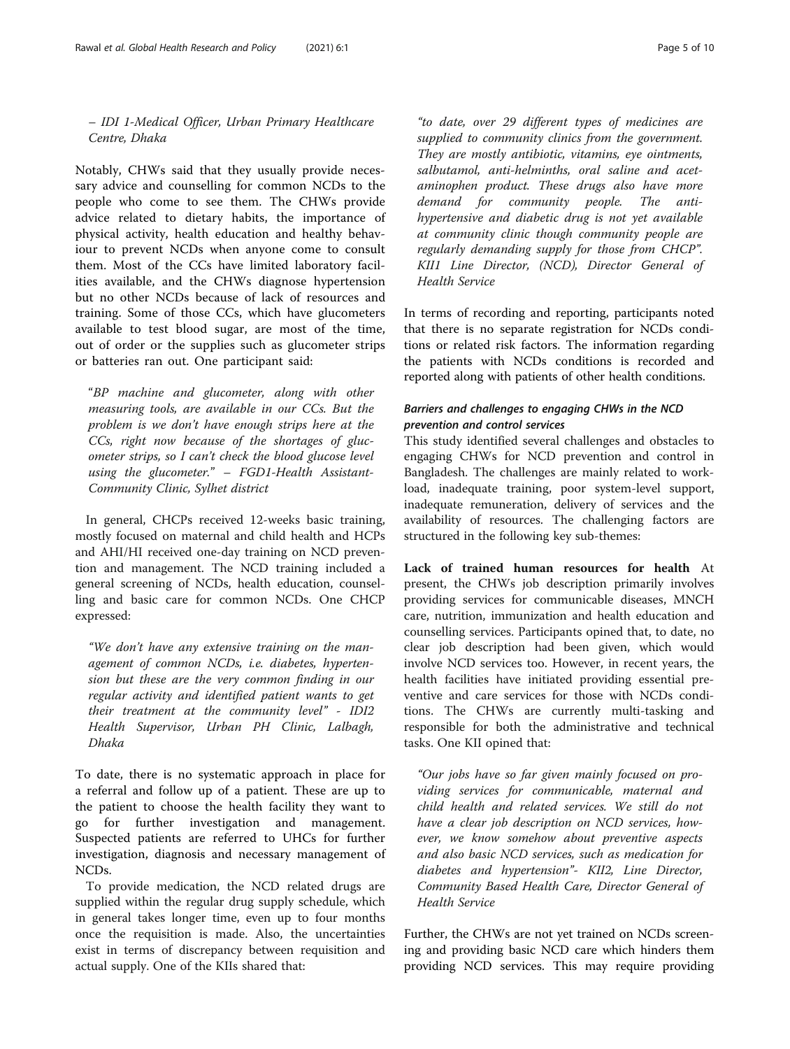– *IDI 1-Medical Officer, Urban Primary Healthcare Centre, Dhaka*

Notably, CHWs said that they usually provide necessary advice and counselling for common NCDs to the people who come to see them. The CHWs provide advice related to dietary habits, the importance of physical activity, health education and healthy behaviour to prevent NCDs when anyone come to consult them. Most of the CCs have limited laboratory facilities available, and the CHWs diagnose hypertension but no other NCDs because of lack of resources and training. Some of those CCs, which have glucometers available to test blood sugar, are most of the time, out of order or the supplies such as glucometer strips or batteries ran out. One participant said:

> *"BP machine and glucometer, along with other measuring tools, are available in our CCs. But the problem is we don't have enough strips here at the CCs, right now because of the shortages of glucometer strips, so I can't check the blood glucose level using the glucometer." – FGD1-Health Assistant-Community Clinic, Sylhet district*

In general, CHCPs received 12-weeks basic training, mostly focused on maternal and child health and HCPs and AHI/HI received one-day training on NCD prevention and management. The NCD training included a general screening of NCDs, health education, counselling and basic care for common NCDs. One CHCP expressed:

> *"We don't have any extensive training on the management of common NCDs, i.e. diabetes, hypertension but these are the very common finding in our regular activity and identified patient wants to get their treatment at the community level" - IDI2 Health Supervisor, Urban PH Clinic, Lalbagh, Dhaka*

To date, there is no systematic approach in place for a referral and follow up of a patient. These are up to the patient to choose the health facility they want to go for further investigation and management. Suspected patients are referred to UHCs for further investigation, diagnosis and necessary management of NCDs.

To provide medication, the NCD related drugs are supplied within the regular drug supply schedule, which in general takes longer time, even up to four months once the requisition is made. Also, the uncertainties exist in terms of discrepancy between requisition and actual supply. One of the KIIs shared that:

> *"to date, over 29 different types of medicines are supplied to community clinics from the government. They are mostly antibiotic, vitamins, eye ointments, salbutamol, anti-helminths, oral saline and acetaminophen product. These drugs also have more demand for community people. The anti-hypertensive and diabetic drug is not yet available at community clinic though community people are regularly demanding supply for those from CHCP". KII1 Line Director, (NCD), Director General of Health Service*

In terms of recording and reporting, participants noted that there is no separate registration for NCDs conditions or related risk factors. The information regarding the patients with NCDs conditions is recorded and reported along with patients of other health conditions.

### *Barriers and challenges to engaging CHWs in the NCD prevention and control services*

This study identified several challenges and obstacles to engaging CHWs for NCD prevention and control in Bangladesh. The challenges are mainly related to workload, inadequate training, poor system-level support, inadequate remuneration, delivery of services and the availability of resources. The challenging factors are structured in the following key sub-themes:

**Lack of trained human resources for health** At present, the CHWs job description primarily involves providing services for communicable diseases, MNCH care, nutrition, immunization and health education and counselling services. Participants opined that, to date, no clear job description had been given, which would involve NCD services too. However, in recent years, the health facilities have initiated providing essential preventive and care services for those with NCDs conditions. The CHWs are currently multi-tasking and responsible for both the administrative and technical tasks. One KII opined that:

> *"Our jobs have so far given mainly focused on providing services for communicable, maternal and child health and related services. We still do not have a clear job description on NCD services, however, we know somehow about preventive aspects and also basic NCD services, such as medication for diabetes and hypertension"- KII2, Line Director, Community Based Health Care, Director General of Health Service*

Further, the CHWs are not yet trained on NCDs screening and providing basic NCD care which hinders them providing NCD services. This may require providing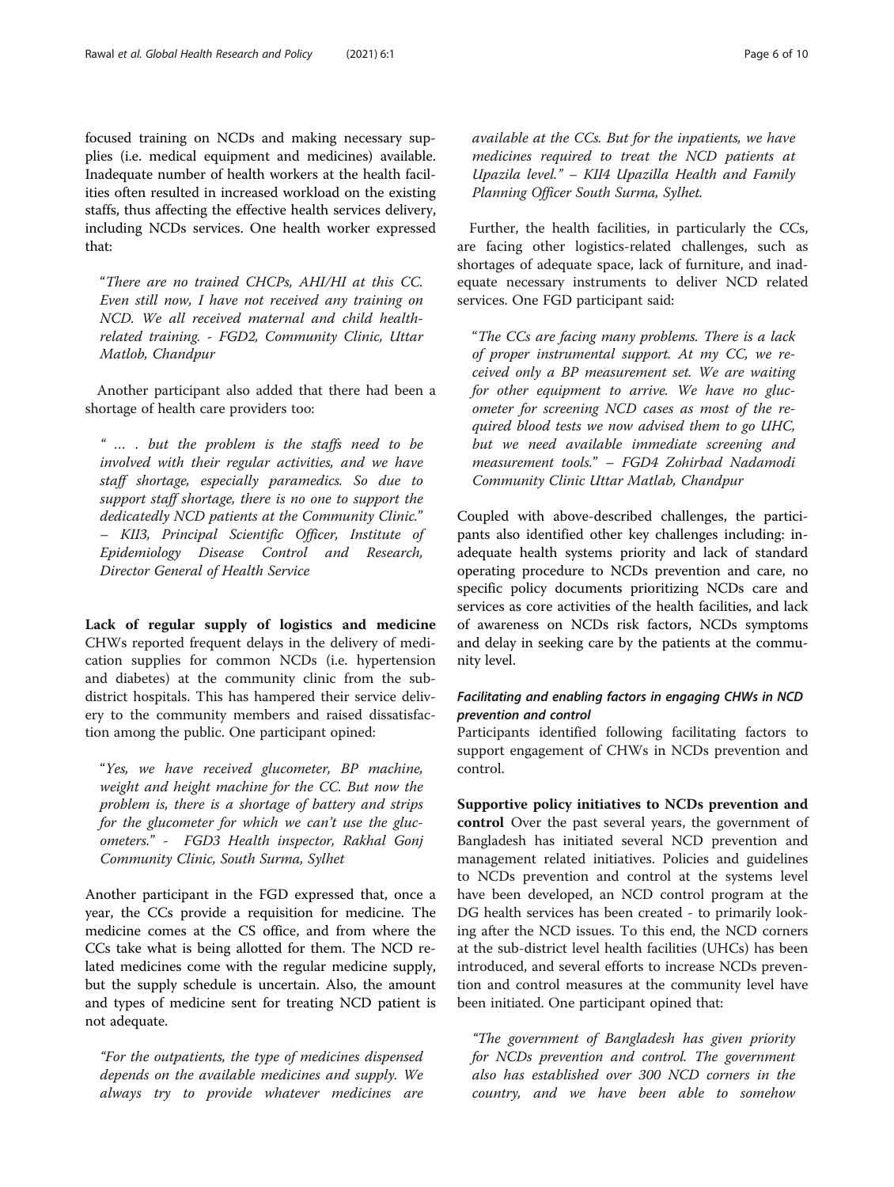focused training on NCDs and making necessary supplies (i.e. medical equipment and medicines) available. Inadequate number of health workers at the health facilities often resulted in increased workload on the existing staffs, thus affecting the effective health services delivery, including NCDs services. One health worker expressed that:

> "*There are no trained CHCPs, AHI/HI at this CC. Even still now, I have not received any training on NCD. We all received maternal and child health-related training. - FGD2, Community Clinic, Uttar Matlob, Chandpur*

Another participant also added that there had been a shortage of health care providers too:

> "*… . but the problem is the staffs need to be involved with their regular activities, and we have staff shortage, especially paramedics. So due to support staff shortage, there is no one to support the dedicatedly NCD patients at the Community Clinic.*" – *KII3, Principal Scientific Officer, Institute of Epidemiology Disease Control and Research, Director General of Health Service*

**Lack of regular supply of logistics and medicine** CHWs reported frequent delays in the delivery of medication supplies for common NCDs (i.e. hypertension and diabetes) at the community clinic from the sub-district hospitals. This has hampered their service delivery to the community members and raised dissatisfaction among the public. One participant opined:

> "*Yes, we have received glucometer, BP machine, weight and height machine for the CC. But now the problem is, there is a shortage of battery and strips for the glucometer for which we can't use the glucometers.*" - *FGD3 Health inspector, Rakhal Gonj Community Clinic, South Surma, Sylhet*

Another participant in the FGD expressed that, once a year, the CCs provide a requisition for medicine. The medicine comes at the CS office, and from where the CCs take what is being allotted for them. The NCD related medicines come with the regular medicine supply, but the supply schedule is uncertain. Also, the amount and types of medicine sent for treating NCD patient is not adequate.

> *"For the outpatients, the type of medicines dispensed depends on the available medicines and supply. We always try to provide whatever medicines are available at the CCs. But for the inpatients, we have medicines required to treat the NCD patients at Upazila level." – KII4 Upazilla Health and Family Planning Officer South Surma, Sylhet.*

Further, the health facilities, in particularly the CCs, are facing other logistics-related challenges, such as shortages of adequate space, lack of furniture, and inadequate necessary instruments to deliver NCD related services. One FGD participant said:

> "*The CCs are facing many problems. There is a lack of proper instrumental support. At my CC, we received only a BP measurement set. We are waiting for other equipment to arrive. We have no glucometer for screening NCD cases as most of the required blood tests we now advised them to go UHC, but we need available immediate screening and measurement tools.*" – *FGD4 Zohirbad Nadamodi Community Clinic Uttar Matlab, Chandpur*

Coupled with above-described challenges, the participants also identified other key challenges including: inadequate health systems priority and lack of standard operating procedure to NCDs prevention and care, no specific policy documents prioritizing NCDs care and services as core activities of the health facilities, and lack of awareness on NCDs risk factors, NCDs symptoms and delay in seeking care by the patients at the community level.

#### *Facilitating and enabling factors in engaging CHWs in NCD prevention and control*

Participants identified following facilitating factors to support engagement of CHWs in NCDs prevention and control.

**Supportive policy initiatives to NCDs prevention and control** Over the past several years, the government of Bangladesh has initiated several NCD prevention and management related initiatives. Policies and guidelines to NCDs prevention and control at the systems level have been developed, an NCD control program at the DG health services has been created - to primarily looking after the NCD issues. To this end, the NCD corners at the sub-district level health facilities (UHCs) has been introduced, and several efforts to increase NCDs prevention and control measures at the community level have been initiated. One participant opined that:

> *"The government of Bangladesh has given priority for NCDs prevention and control. The government also has established over 300 NCD corners in the country, and we have been able to somehow*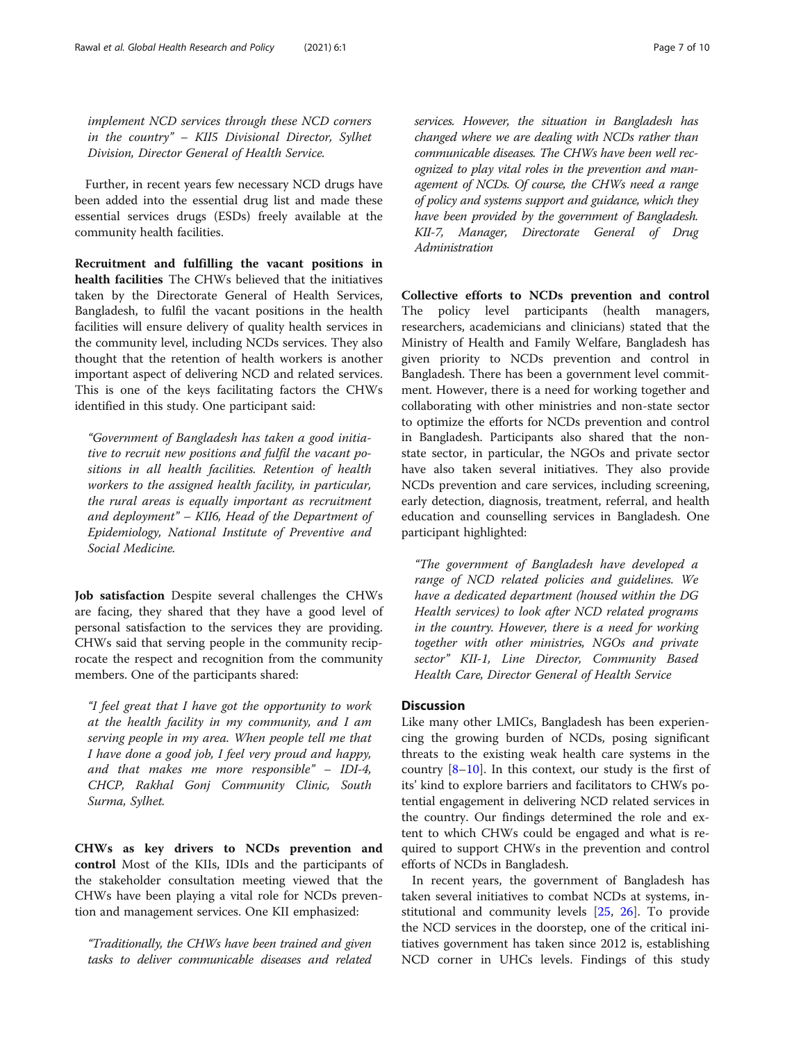*implement NCD services through these NCD corners in the country" – KII5 Divisional Director, Sylhet Division, Director General of Health Service.*

Further, in recent years few necessary NCD drugs have been added into the essential drug list and made these essential services drugs (ESDs) freely available at the community health facilities.

**Recruitment and fulfilling the vacant positions in health facilities** The CHWs believed that the initiatives taken by the Directorate General of Health Services, Bangladesh, to fulfil the vacant positions in the health facilities will ensure delivery of quality health services in the community level, including NCDs services. They also thought that the retention of health workers is another important aspect of delivering NCD and related services. This is one of the keys facilitating factors the CHWs identified in this study. One participant said:

*"Government of Bangladesh has taken a good initiative to recruit new positions and fulfil the vacant positions in all health facilities. Retention of health workers to the assigned health facility, in particular, the rural areas is equally important as recruitment and deployment" – KII6, Head of the Department of Epidemiology, National Institute of Preventive and Social Medicine.*

**Job satisfaction** Despite several challenges the CHWs are facing, they shared that they have a good level of personal satisfaction to the services they are providing. CHWs said that serving people in the community reciprocate the respect and recognition from the community members. One of the participants shared:

*"I feel great that I have got the opportunity to work at the health facility in my community, and I am serving people in my area. When people tell me that I have done a good job, I feel very proud and happy, and that makes me more responsible" – IDI-4, CHCP, Rakhal Gonj Community Clinic, South Surma, Sylhet.*

**CHWs as key drivers to NCDs prevention and control** Most of the KIIs, IDIs and the participants of the stakeholder consultation meeting viewed that the CHWs have been playing a vital role for NCDs prevention and management services. One KII emphasized:

*"Traditionally, the CHWs have been trained and given tasks to deliver communicable diseases and related services. However, the situation in Bangladesh has changed where we are dealing with NCDs rather than communicable diseases. The CHWs have been well recognized to play vital roles in the prevention and management of NCDs. Of course, the CHWs need a range of policy and systems support and guidance, which they have been provided by the government of Bangladesh. KII-7, Manager, Directorate General of Drug Administration*

**Collective efforts to NCDs prevention and control** The policy level participants (health managers, researchers, academicians and clinicians) stated that the Ministry of Health and Family Welfare, Bangladesh has given priority to NCDs prevention and control in Bangladesh. There has been a government level commitment. However, there is a need for working together and collaborating with other ministries and non-state sector to optimize the efforts for NCDs prevention and control in Bangladesh. Participants also shared that the non-state sector, in particular, the NGOs and private sector have also taken several initiatives. They also provide NCDs prevention and care services, including screening, early detection, diagnosis, treatment, referral, and health education and counselling services in Bangladesh. One participant highlighted:

*"The government of Bangladesh have developed a range of NCD related policies and guidelines. We have a dedicated department (housed within the DG Health services) to look after NCD related programs in the country. However, there is a need for working together with other ministries, NGOs and private sector" KII-1, Line Director, Community Based Health Care, Director General of Health Service*

## Discussion

Like many other LMICs, Bangladesh has been experiencing the growing burden of NCDs, posing significant threats to the existing weak health care systems in the country [8–10]. In this context, our study is the first of its' kind to explore barriers and facilitators to CHWs potential engagement in delivering NCD related services in the country. Our findings determined the role and extent to which CHWs could be engaged and what is required to support CHWs in the prevention and control efforts of NCDs in Bangladesh.

In recent years, the government of Bangladesh has taken several initiatives to combat NCDs at systems, institutional and community levels [25, 26]. To provide the NCD services in the doorstep, one of the critical initiatives government has taken since 2012 is, establishing NCD corner in UHCs levels. Findings of this study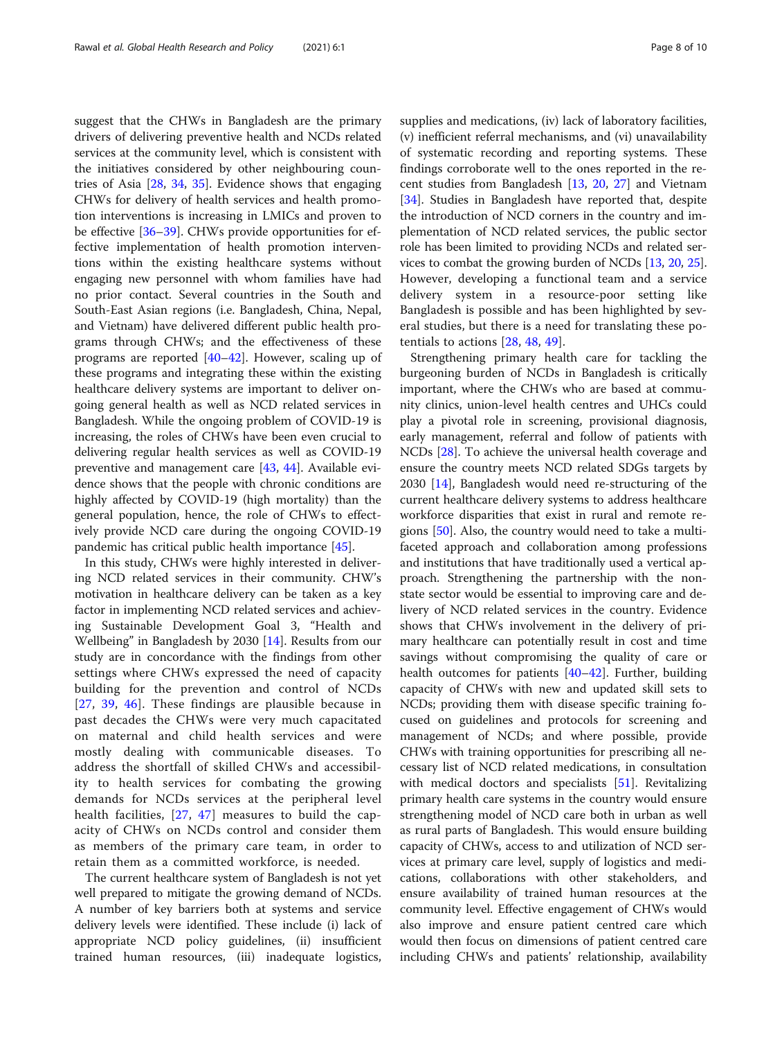suggest that the CHWs in Bangladesh are the primary drivers of delivering preventive health and NCDs related services at the community level, which is consistent with the initiatives considered by other neighbouring countries of Asia [28, 34, 35]. Evidence shows that engaging CHWs for delivery of health services and health promotion interventions is increasing in LMICs and proven to be effective [36–39]. CHWs provide opportunities for effective implementation of health promotion interventions within the existing healthcare systems without engaging new personnel with whom families have had no prior contact. Several countries in the South and South-East Asian regions (i.e. Bangladesh, China, Nepal, and Vietnam) have delivered different public health programs through CHWs; and the effectiveness of these programs are reported [40–42]. However, scaling up of these programs and integrating these within the existing healthcare delivery systems are important to deliver ongoing general health as well as NCD related services in Bangladesh. While the ongoing problem of COVID-19 is increasing, the roles of CHWs have been even crucial to delivering regular health services as well as COVID-19 preventive and management care [43, 44]. Available evidence shows that the people with chronic conditions are highly affected by COVID-19 (high mortality) than the general population, hence, the role of CHWs to effectively provide NCD care during the ongoing COVID-19 pandemic has critical public health importance [45].

In this study, CHWs were highly interested in delivering NCD related services in their community. CHW's motivation in healthcare delivery can be taken as a key factor in implementing NCD related services and achieving Sustainable Development Goal 3, "Health and Wellbeing" in Bangladesh by 2030 [14]. Results from our study are in concordance with the findings from other settings where CHWs expressed the need of capacity building for the prevention and control of NCDs [27, 39, 46]. These findings are plausible because in past decades the CHWs were very much capacitated on maternal and child health services and were mostly dealing with communicable diseases. To address the shortfall of skilled CHWs and accessibility to health services for combating the growing demands for NCDs services at the peripheral level health facilities, [27, 47] measures to build the capacity of CHWs on NCDs control and consider them as members of the primary care team, in order to retain them as a committed workforce, is needed.

The current healthcare system of Bangladesh is not yet well prepared to mitigate the growing demand of NCDs. A number of key barriers both at systems and service delivery levels were identified. These include (i) lack of appropriate NCD policy guidelines, (ii) insufficient trained human resources, (iii) inadequate logistics, supplies and medications, (iv) lack of laboratory facilities, (v) inefficient referral mechanisms, and (vi) unavailability of systematic recording and reporting systems. These findings corroborate well to the ones reported in the recent studies from Bangladesh [13, 20, 27] and Vietnam [34]. Studies in Bangladesh have reported that, despite the introduction of NCD corners in the country and implementation of NCD related services, the public sector role has been limited to providing NCDs and related services to combat the growing burden of NCDs [13, 20, 25]. However, developing a functional team and a service delivery system in a resource-poor setting like Bangladesh is possible and has been highlighted by several studies, but there is a need for translating these potentials to actions [28, 48, 49].

Strengthening primary health care for tackling the burgeoning burden of NCDs in Bangladesh is critically important, where the CHWs who are based at community clinics, union-level health centres and UHCs could play a pivotal role in screening, provisional diagnosis, early management, referral and follow of patients with NCDs [28]. To achieve the universal health coverage and ensure the country meets NCD related SDGs targets by 2030 [14], Bangladesh would need re-structuring of the current healthcare delivery systems to address healthcare workforce disparities that exist in rural and remote regions [50]. Also, the country would need to take a multi-faceted approach and collaboration among professions and institutions that have traditionally used a vertical approach. Strengthening the partnership with the non-state sector would be essential to improving care and delivery of NCD related services in the country. Evidence shows that CHWs involvement in the delivery of primary healthcare can potentially result in cost and time savings without compromising the quality of care or health outcomes for patients [40–42]. Further, building capacity of CHWs with new and updated skill sets to NCDs; providing them with disease specific training focused on guidelines and protocols for screening and management of NCDs; and where possible, provide CHWs with training opportunities for prescribing all necessary list of NCD related medications, in consultation with medical doctors and specialists [51]. Revitalizing primary health care systems in the country would ensure strengthening model of NCD care both in urban as well as rural parts of Bangladesh. This would ensure building capacity of CHWs, access to and utilization of NCD services at primary care level, supply of logistics and medications, collaborations with other stakeholders, and ensure availability of trained human resources at the community level. Effective engagement of CHWs would also improve and ensure patient centred care which would then focus on dimensions of patient centred care including CHWs and patients' relationship, availability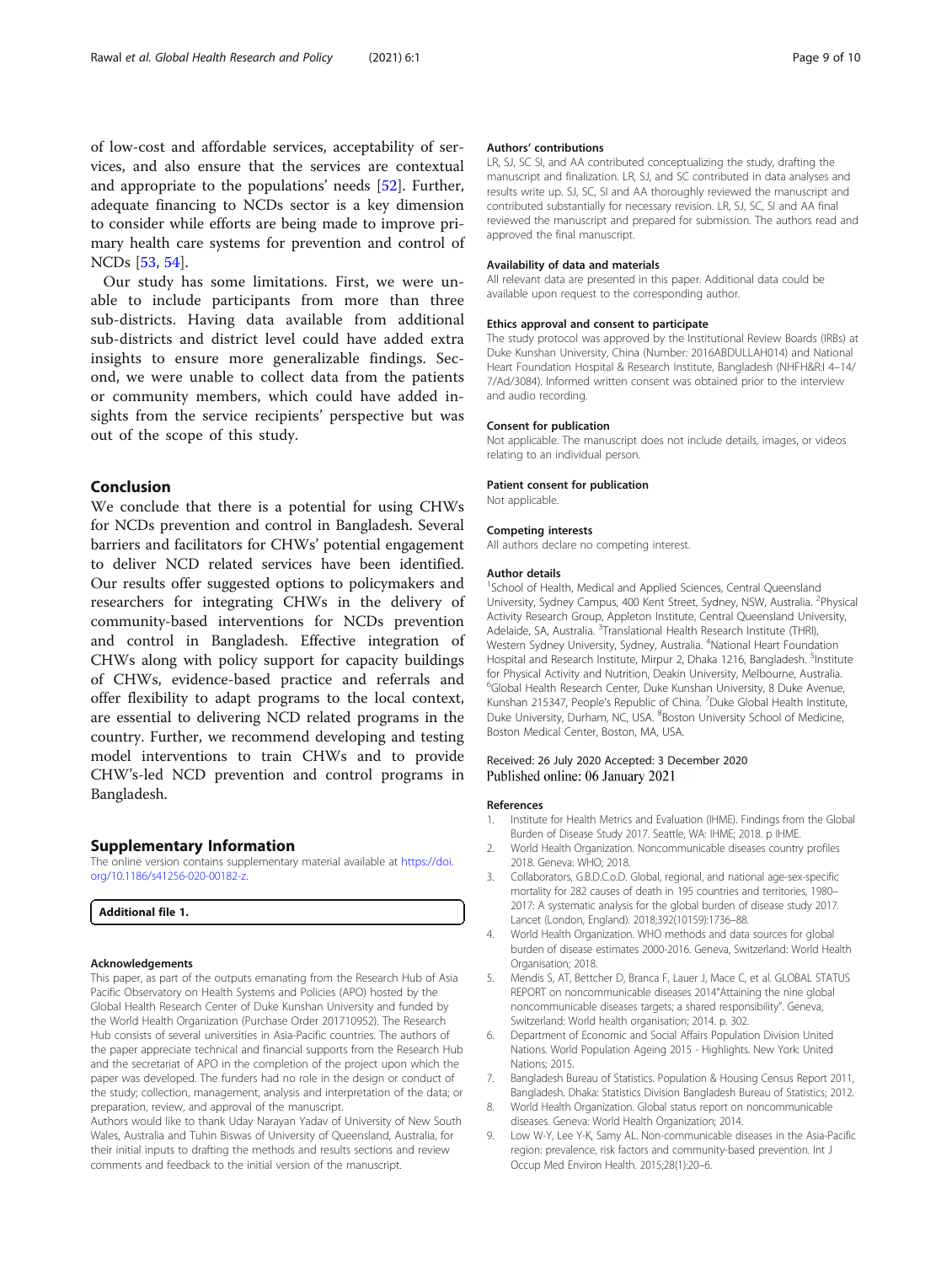of low-cost and affordable services, acceptability of services, and also ensure that the services are contextual and appropriate to the populations' needs [52]. Further, adequate financing to NCDs sector is a key dimension to consider while efforts are being made to improve primary health care systems for prevention and control of NCDs [53, 54].

Our study has some limitations. First, we were unable to include participants from more than three sub-districts. Having data available from additional sub-districts and district level could have added extra insights to ensure more generalizable findings. Second, we were unable to collect data from the patients or community members, which could have added insights from the service recipients' perspective but was out of the scope of this study.

## Conclusion

We conclude that there is a potential for using CHWs for NCDs prevention and control in Bangladesh. Several barriers and facilitators for CHWs' potential engagement to deliver NCD related services have been identified. Our results offer suggested options to policymakers and researchers for integrating CHWs in the delivery of community-based interventions for NCDs prevention and control in Bangladesh. Effective integration of CHWs along with policy support for capacity buildings of CHWs, evidence-based practice and referrals and offer flexibility to adapt programs to the local context, are essential to delivering NCD related programs in the country. Further, we recommend developing and testing model interventions to train CHWs and to provide CHW's-led NCD prevention and control programs in Bangladesh.

## Supplementary Information

The online version contains supplementary material available at https://doi.org/10.1186/s41256-020-00182-z.

**Additional file 1.**

#### Acknowledgements

This paper, as part of the outputs emanating from the Research Hub of Asia Pacific Observatory on Health Systems and Policies (APO) hosted by the Global Health Research Center of Duke Kunshan University and funded by the World Health Organization (Purchase Order 201710952). The Research Hub consists of several universities in Asia-Pacific countries. The authors of the paper appreciate technical and financial supports from the Research Hub and the secretariat of APO in the completion of the project upon which the paper was developed. The funders had no role in the design or conduct of the study; collection, management, analysis and interpretation of the data; or preparation, review, and approval of the manuscript.

Authors would like to thank Uday Narayan Yadav of University of New South Wales, Australia and Tuhin Biswas of University of Queensland, Australia, for their initial inputs to drafting the methods and results sections and review comments and feedback to the initial version of the manuscript.

#### Authors' contributions

LR, SJ, SC SI, and AA contributed conceptualizing the study, drafting the manuscript and finalization. LR, SJ, and SC contributed in data analyses and results write up. SJ, SC, SI and AA thoroughly reviewed the manuscript and contributed substantially for necessary revision. LR, SJ, SC, SI and AA final reviewed the manuscript and prepared for submission. The authors read and approved the final manuscript.

#### Availability of data and materials

All relevant data are presented in this paper. Additional data could be available upon request to the corresponding author.

#### Ethics approval and consent to participate

The study protocol was approved by the Institutional Review Boards (IRBs) at Duke Kunshan University, China (Number: 2016ABDULLAH014) and National Heart Foundation Hospital & Research Institute, Bangladesh (NHFH&R:I 4–14/7/Ad/3084). Informed written consent was obtained prior to the interview and audio recording.

#### Consent for publication

Not applicable. The manuscript does not include details, images, or videos relating to an individual person.

#### Patient consent for publication

Not applicable.

#### Competing interests

All authors declare no competing interest.

#### Author details

[1]School of Health, Medical and Applied Sciences, Central Queensland University, Sydney Campus, 400 Kent Street, Sydney, NSW, Australia. [2]Physical Activity Research Group, Appleton Institute, Central Queensland University, Adelaide, SA, Australia. [3]Translational Health Research Institute (THRI), Western Sydney University, Sydney, Australia. [4]National Heart Foundation Hospital and Research Institute, Mirpur 2, Dhaka 1216, Bangladesh. [5]Institute for Physical Activity and Nutrition, Deakin University, Melbourne, Australia. [6]Global Health Research Center, Duke Kunshan University, 8 Duke Avenue, Kunshan 215347, People's Republic of China. [7]Duke Global Health Institute, Duke University, Durham, NC, USA. [8]Boston University School of Medicine, Boston Medical Center, Boston, MA, USA.

Received: 26 July 2020 Accepted: 3 December 2020
Published online: 06 January 2021

#### References

1. Institute for Health Metrics and Evaluation (IHME). Findings from the Global Burden of Disease Study 2017. Seattle, WA: IHME; 2018. p IHME.
2. World Health Organization. Noncommunicable diseases country profiles 2018. Geneva: WHO; 2018.
3. Collaborators, G.B.D.C.o.D. Global, regional, and national age-sex-specific mortality for 282 causes of death in 195 countries and territories, 1980–2017: A systematic analysis for the global burden of disease study 2017. Lancet (London, England). 2018;392(10159):1736–88.
4. World Health Organization. WHO methods and data sources for global burden of disease estimates 2000-2016. Geneva, Switzerland: World Health Organisation; 2018.
5. Mendis S, AT, Bettcher D, Branca F, Lauer J, Mace C, et al. GLOBAL STATUS REPORT on noncommunicable diseases 2014"Attaining the nine global noncommunicable diseases targets; a shared responsibility". Geneva, Switzerland: World health organisation; 2014. p. 302.
6. Department of Economic and Social Affairs Population Division United Nations. World Population Ageing 2015 - Highlights. New York: United Nations; 2015.
7. Bangladesh Bureau of Statistics. Population & Housing Census Report 2011, Bangladesh. Dhaka: Statistics Division Bangladesh Bureau of Statistics; 2012.
8. World Health Organization. Global status report on noncommunicable diseases. Geneva: World Health Organization; 2014.
9. Low W-Y, Lee Y-K, Samy AL. Non-communicable diseases in the Asia-Pacific region: prevalence, risk factors and community-based prevention. Int J Occup Med Environ Health. 2015;28(1):20–6.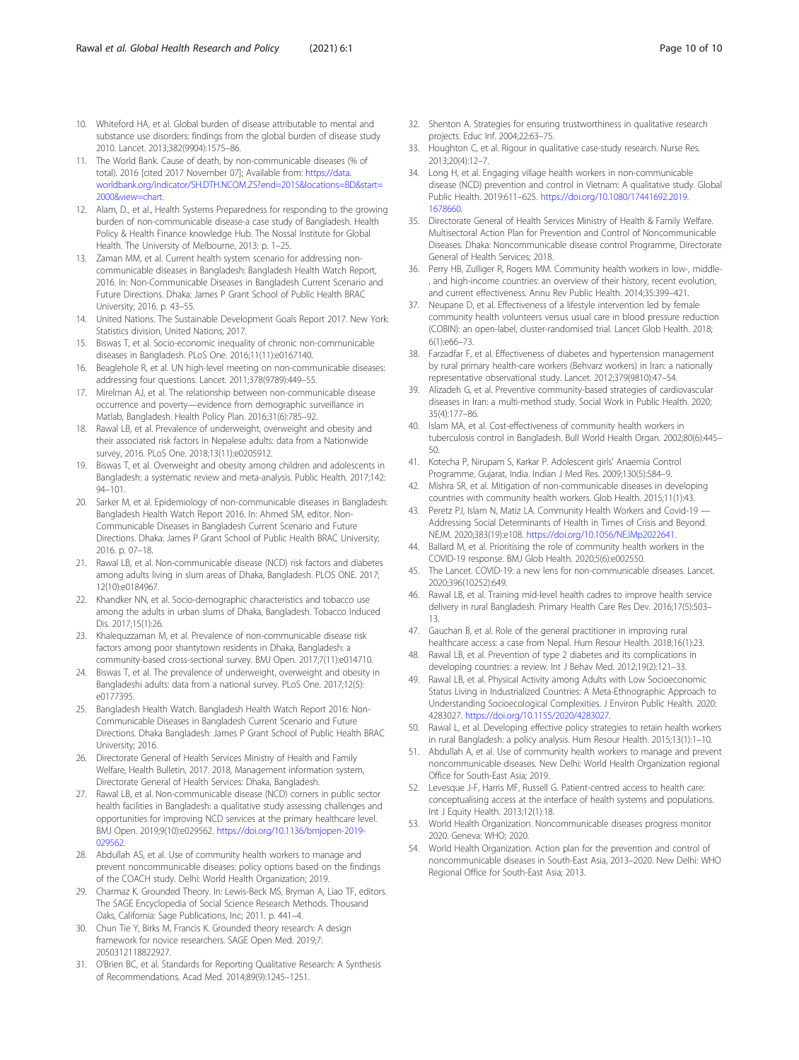10. Whiteford HA, et al. Global burden of disease attributable to mental and substance use disorders: findings from the global burden of disease study 2010. Lancet. 2013;382(9904):1575–86.
11. The World Bank. Cause of death, by non-communicable diseases (% of total). 2016 [cited 2017 November 07]; Available from: https://data.worldbank.org/indicator/SH.DTH.NCOM.ZS?end=2015&locations=BD&start=2000&view=chart.
12. Alam, D., et al., Health Systems Preparedness for responding to the growing burden of non-communicable disease-a case study of Bangladesh. Health Policy & Health Finance knowledge Hub. The Nossal Institute for Global Health. The University of Melbourne, 2013: p. 1–25.
13. Zaman MM, et al. Current health system scenario for addressing non-communicable diseases in Bangladesh: Bangladesh Health Watch Report, 2016. In: Non-Communicable Diseases in Bangladesh Current Scenario and Future Directions. Dhaka: James P Grant School of Public Health BRAC University; 2016. p. 43–55.
14. United Nations. The Sustainable Development Goals Report 2017. New York: Statistics division, United Nations; 2017.
15. Biswas T, et al. Socio-economic inequality of chronic non-communicable diseases in Bangladesh. PLoS One. 2016;11(11):e0167140.
16. Beaglehole R, et al. UN high-level meeting on non-communicable diseases: addressing four questions. Lancet. 2011;378(9789):449–55.
17. Mirelman AJ, et al. The relationship between non-communicable disease occurrence and poverty—evidence from demographic surveillance in Matlab, Bangladesh. Health Policy Plan. 2016;31(6):785–92.
18. Rawal LB, et al. Prevalence of underweight, overweight and obesity and their associated risk factors in Nepalese adults: data from a Nationwide survey, 2016. PLoS One. 2018;13(11):e0205912.
19. Biswas T, et al. Overweight and obesity among children and adolescents in Bangladesh: a systematic review and meta-analysis. Public Health. 2017;142:94–101.
20. Sarker M, et al. Epidemiology of non-communicable diseases in Bangladesh: Bangladesh Health Watch Report 2016. In: Ahmed SM, editor. Non-Communicable Diseases in Bangladesh Current Scenario and Future Directions. Dhaka: James P Grant School of Public Health BRAC University; 2016. p. 07–18.
21. Rawal LB, et al. Non-communicable disease (NCD) risk factors and diabetes among adults living in slum areas of Dhaka, Bangladesh. PLOS ONE. 2017;12(10):e0184967.
22. Khandker NN, et al. Socio-demographic characteristics and tobacco use among the adults in urban slums of Dhaka, Bangladesh. Tobacco Induced Dis. 2017;15(1):26.
23. Khalequzzaman M, et al. Prevalence of non-communicable disease risk factors among poor shantytown residents in Dhaka, Bangladesh: a community-based cross-sectional survey. BMJ Open. 2017;7(11):e014710.
24. Biswas T, et al. The prevalence of underweight, overweight and obesity in Bangladeshi adults: data from a national survey. PLoS One. 2017;12(5):e0177395.
25. Bangladesh Health Watch. Bangladesh Health Watch Report 2016: Non-Communicable Diseases in Bangladesh Current Scenario and Future Directions. Dhaka Bangladesh: James P Grant School of Public Health BRAC University; 2016.
26. Directorate General of Health Services Ministry of Health and Family Welfare, Health Bulletin, 2017. 2018, Management information system, Directorate General of Health Services: Dhaka, Bangladesh.
27. Rawal LB, et al. Non-communicable disease (NCD) corners in public sector health facilities in Bangladesh: a qualitative study assessing challenges and opportunities for improving NCD services at the primary healthcare level. BMJ Open. 2019;9(10):e029562. https://doi.org/10.1136/bmjopen-2019-029562.
28. Abdullah AS, et al. Use of community health workers to manage and prevent noncommunicable diseases: policy options based on the findings of the COACH study. Delhi: World Health Organization; 2019.
29. Charmaz K. Grounded Theory. In: Lewis-Beck MS, Bryman A, Liao TF, editors. The SAGE Encyclopedia of Social Science Research Methods. Thousand Oaks, California: Sage Publications, Inc; 2011. p. 441–4.
30. Chun Tie Y, Birks M, Francis K. Grounded theory research: A design framework for novice researchers. SAGE Open Med. 2019;7:2050312118822927.
31. O'Brien BC, et al. Standards for Reporting Qualitative Research: A Synthesis of Recommendations. Acad Med. 2014;89(9):1245–1251.
32. Shenton A. Strategies for ensuring trustworthiness in qualitative research projects. Educ Inf. 2004;22:63–75.
33. Houghton C, et al. Rigour in qualitative case-study research. Nurse Res. 2013;20(4):12–7.
34. Long H, et al. Engaging village health workers in non-communicable disease (NCD) prevention and control in Vietnam: A qualitative study. Global Public Health. 2019:611–625. https://doi.org/10.1080/17441692.2019.1678660.
35. Directorate General of Health Services Ministry of Health & Family Welfare. Multisectoral Action Plan for Prevention and Control of Noncommunicable Diseases. Dhaka: Noncommunicable disease control Programme, Directorate General of Health Services; 2018.
36. Perry HB, Zulliger R, Rogers MM. Community health workers in low-, middle-, and high-income countries: an overview of their history, recent evolution, and current effectiveness. Annu Rev Public Health. 2014;35:399–421.
37. Neupane D, et al. Effectiveness of a lifestyle intervention led by female community health volunteers versus usual care in blood pressure reduction (COBIN): an open-label, cluster-randomised trial. Lancet Glob Health. 2018;6(1):e66–73.
38. Farzadfar F, et al. Effectiveness of diabetes and hypertension management by rural primary health-care workers (Behvarz workers) in Iran: a nationally representative observational study. Lancet. 2012;379(9810):47–54.
39. Alizadeh G, et al. Preventive community-based strategies of cardiovascular diseases in Iran: a multi-method study. Social Work in Public Health. 2020;35(4):177–86.
40. Islam MA, et al. Cost-effectiveness of community health workers in tuberculosis control in Bangladesh. Bull World Health Organ. 2002;80(6):445–50.
41. Kotecha P, Nirupam S, Karkar P. Adolescent girls' Anaemia Control Programme, Gujarat, India. Indian J Med Res. 2009;130(5):584–9.
42. Mishra SR, et al. Mitigation of non-communicable diseases in developing countries with community health workers. Glob Health. 2015;11(1):43.
43. Peretz PJ, Islam N, Matiz LA. Community Health Workers and Covid-19 — Addressing Social Determinants of Health in Times of Crisis and Beyond. NEJM. 2020;383(19):e108. https://doi.org/10.1056/NEJMp2022641.
44. Ballard M, et al. Prioritising the role of community health workers in the COVID-19 response. BMJ Glob Health. 2020;5(6):e002550.
45. The Lancet. COVID-19: a new lens for non-communicable diseases. Lancet. 2020;396(10252):649.
46. Rawal LB, et al. Training mid-level health cadres to improve health service delivery in rural Bangladesh. Primary Health Care Res Dev. 2016;17(5):503–13.
47. Gauchan B, et al. Role of the general practitioner in improving rural healthcare access: a case from Nepal. Hum Resour Health. 2018;16(1):23.
48. Rawal LB, et al. Prevention of type 2 diabetes and its complications in developing countries: a review. Int J Behav Med. 2012;19(2):121–33.
49. Rawal LB, et al. Physical Activity among Adults with Low Socioeconomic Status Living in Industrialized Countries: A Meta-Ethnographic Approach to Understanding Socioecological Complexities. J Environ Public Health. 2020:4283027. https://doi.org/10.1155/2020/4283027.
50. Rawal L, et al. Developing effective policy strategies to retain health workers in rural Bangladesh: a policy analysis. Hum Resour Health. 2015;13(1):1–10.
51. Abdullah A, et al. Use of community health workers to manage and prevent noncommunicable diseases. New Delhi: World Health Organization regional Office for South-East Asia; 2019.
52. Levesque J-F, Harris MF, Russell G. Patient-centred access to health care: conceptualising access at the interface of health systems and populations. Int J Equity Health. 2013;12(1):18.
53. World Health Organization. Noncommunicable diseases progress monitor 2020. Geneva: WHO; 2020.
54. World Health Organization. Action plan for the prevention and control of noncommunicable diseases in South-East Asia, 2013–2020. New Delhi: WHO Regional Office for South-East Asia; 2013.